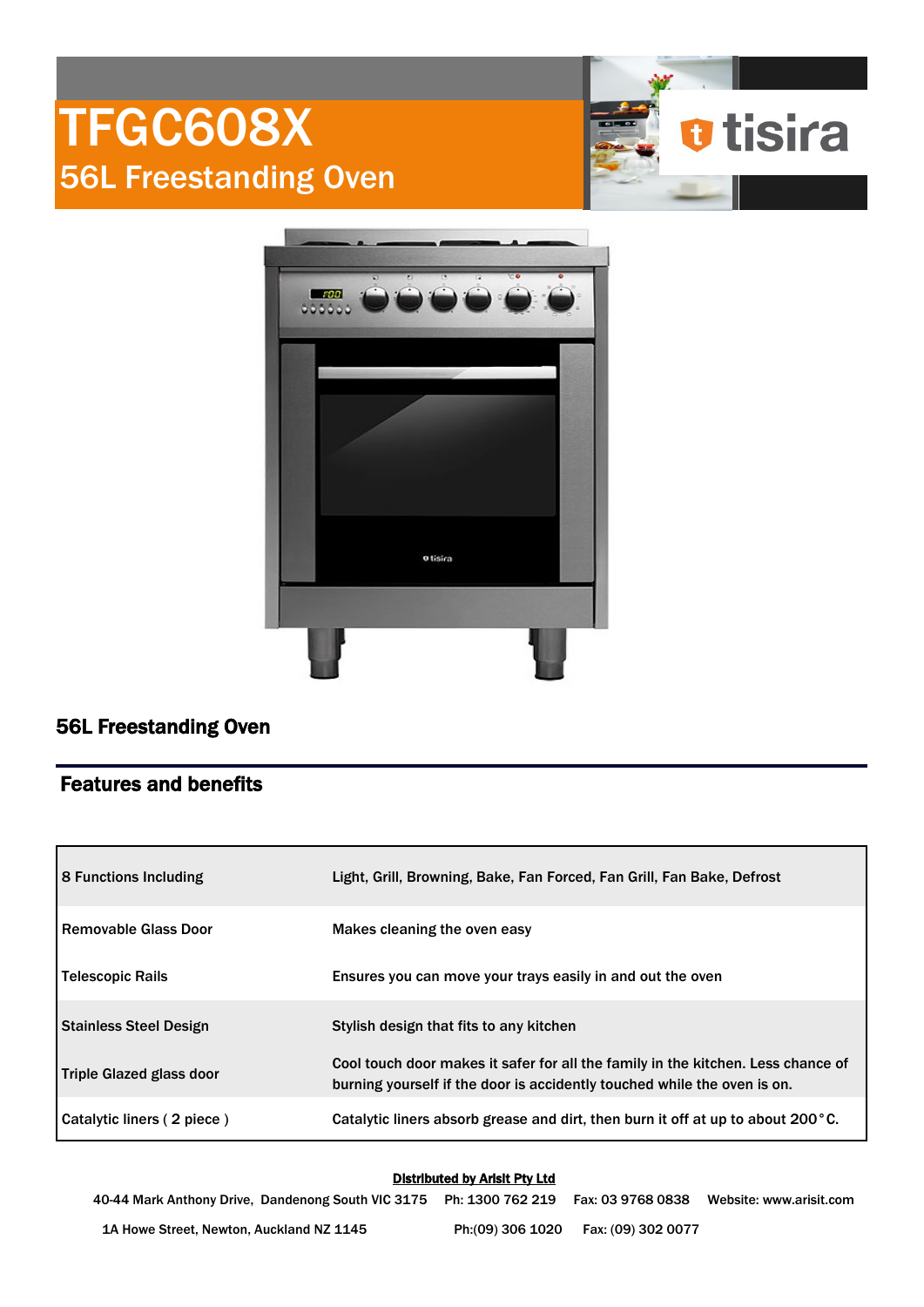# TFGC608X

## 56L Freestanding Oven

tisira

### 56L Freestanding Oven

### Features and benefits

| | |
|---|---|
| 8 Functions Including | Light, Grill, Browning, Bake, Fan Forced, Fan Grill, Fan Bake, Defrost |
| Removable Glass Door | Makes cleaning the oven easy |
| Telescopic Rails | Ensures you can move your trays easily in and out the oven |
| Stainless Steel Design | Stylish design that fits to any kitchen |
| Triple Glazed glass door | Cool touch door makes it safer for all the family in the kitchen. Less chance of burning yourself if the door is accidently touched while the oven is on. |
| Catalytic liners ( 2 piece ) | Catalytic liners absorb grease and dirt, then burn it off at up to about 200°C. |

**Distributed by Arisit Pty Ltd**

40-44 Mark Anthony Drive, Dandenong South VIC 3175 Ph: 1300 762 219 Fax: 03 9768 0838 Website: www.arisit.com

1A Howe Street, Newton, Auckland NZ 1145 Ph:(09) 306 1020 Fax: (09) 302 0077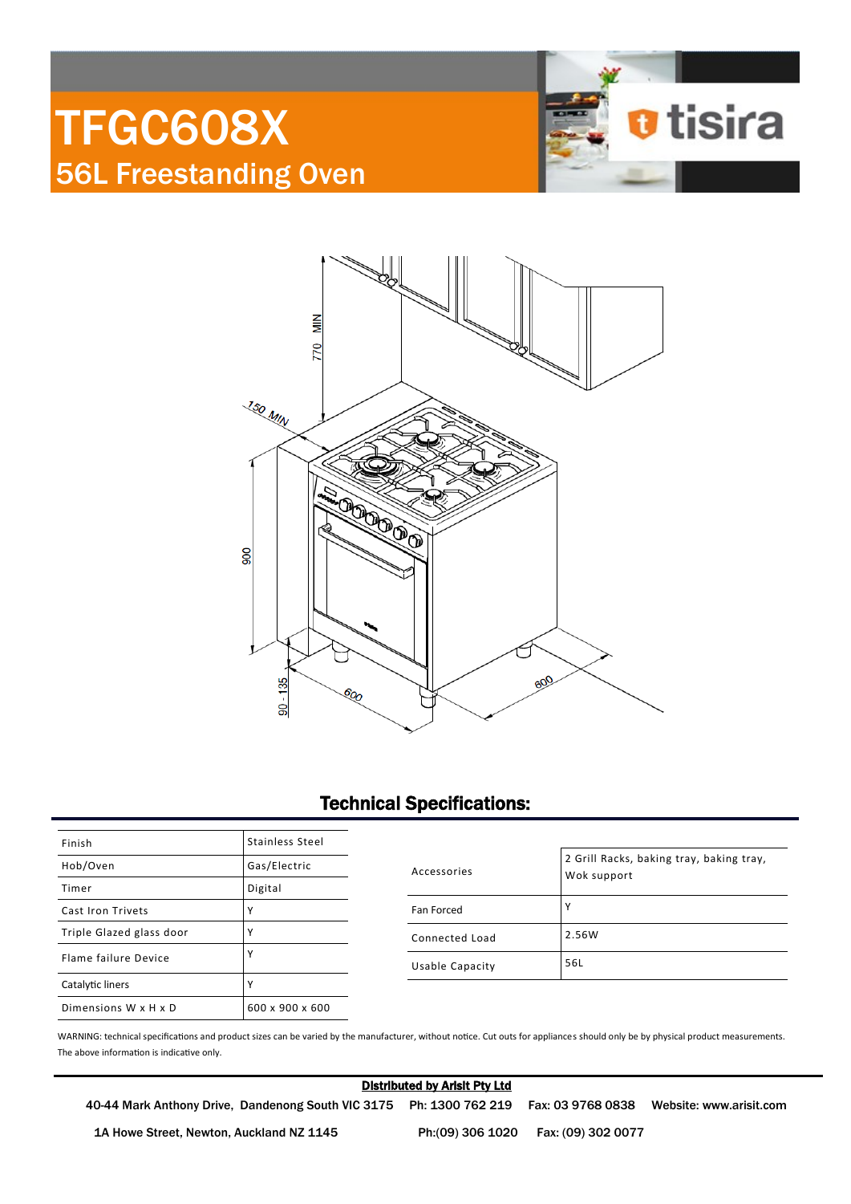# TFGC608X

## 56L Freestanding Oven

tisira

770 MIN

150 MIN

900

90 - 135

600

600

## Technical Specifications:

| | |
|---|---|
| Finish | Stainless Steel |
| Hob/Oven | Gas/Electric |
| Timer | Digital |
| Cast Iron Trivets | Y |
| Triple Glazed glass door | Y |
| Flame failure Device | Y |
| Catalytic liners | Y |
| Dimensions W x H x D | 600 x 900 x 600 |

| | |
|---|---|
| Accessories | 2 Grill Racks, baking tray, baking tray, Wok support |
| Fan Forced | Y |
| Connected Load | 2.56W |
| Usable Capacity | 56L |

WARNING: technical specifications and product sizes can be varied by the manufacturer, without notice. Cut outs for appliances should only be by physical product measurements. The above information is indicative only.

**Distributed by Arisit Pty Ltd**

40-44 Mark Anthony Drive, Dandenong South VIC 3175 Ph: 1300 762 219 Fax: 03 9768 0838 Website: www.arisit.com

1A Howe Street, Newton, Auckland NZ 1145 Ph:(09) 306 1020 Fax: (09) 302 0077